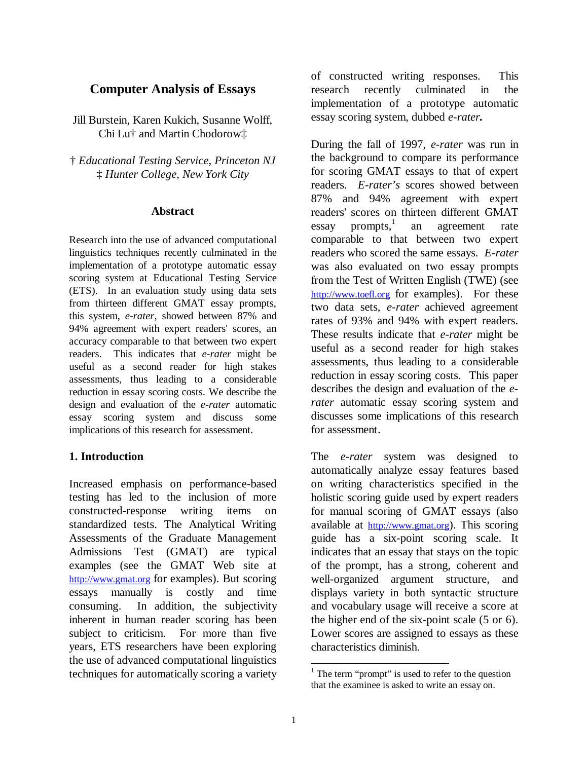# Computer Analysis of Essays

Jill Burstein, Karen Kukich, Susanne Wolff, Chi Lu† and Martin Chodorow‡

† *Educational Testing Service, Princeton NJ*
‡ *Hunter College, New York City*

## Abstract

Research into the use of advanced computational linguistics techniques recently culminated in the implementation of a prototype automatic essay scoring system at Educational Testing Service (ETS). In an evaluation study using data sets from thirteen different GMAT essay prompts, this system, *e-rater*, showed between 87% and 94% agreement with expert readers' scores, an accuracy comparable to that between two expert readers. This indicates that *e-rater* might be useful as a second reader for high stakes assessments, thus leading to a considerable reduction in essay scoring costs. We describe the design and evaluation of the *e-rater* automatic essay scoring system and discuss some implications of this research for assessment.

## 1. Introduction

Increased emphasis on performance-based testing has led to the inclusion of more constructed-response writing items on standardized tests. The Analytical Writing Assessments of the Graduate Management Admissions Test (GMAT) are typical examples (see the GMAT Web site at http://www.gmat.org for examples). But scoring essays manually is costly and time consuming. In addition, the subjectivity inherent in human reader scoring has been subject to criticism. For more than five years, ETS researchers have been exploring the use of advanced computational linguistics techniques for automatically scoring a variety of constructed writing responses. This research recently culminated in the implementation of a prototype automatic essay scoring system, dubbed ***e-rater***.

During the fall of 1997, *e-rater* was run in the background to compare its performance for scoring GMAT essays to that of expert readers. *E-rater's* scores showed between 87% and 94% agreement with expert readers' scores on thirteen different GMAT essay prompts,[1] an agreement rate comparable to that between two expert readers who scored the same essays. *E-rater* was also evaluated on two essay prompts from the Test of Written English (TWE) (see http://www.toefl.org for examples). For these two data sets, *e-rater* achieved agreement rates of 93% and 94% with expert readers. These results indicate that *e-rater* might be useful as a second reader for high stakes assessments, thus leading to a considerable reduction in essay scoring costs. This paper describes the design and evaluation of the *e-rater* automatic essay scoring system and discusses some implications of this research for assessment.

The *e-rater* system was designed to automatically analyze essay features based on writing characteristics specified in the holistic scoring guide used by expert readers for manual scoring of GMAT essays (also available at http://www.gmat.org). This scoring guide has a six-point scoring scale. It indicates that an essay that stays on the topic of the prompt, has a strong, coherent and well-organized argument structure, and displays variety in both syntactic structure and vocabulary usage will receive a score at the higher end of the six-point scale (5 or 6). Lower scores are assigned to essays as these characteristics diminish.

[1] The term "prompt" is used to refer to the question that the examinee is asked to write an essay on.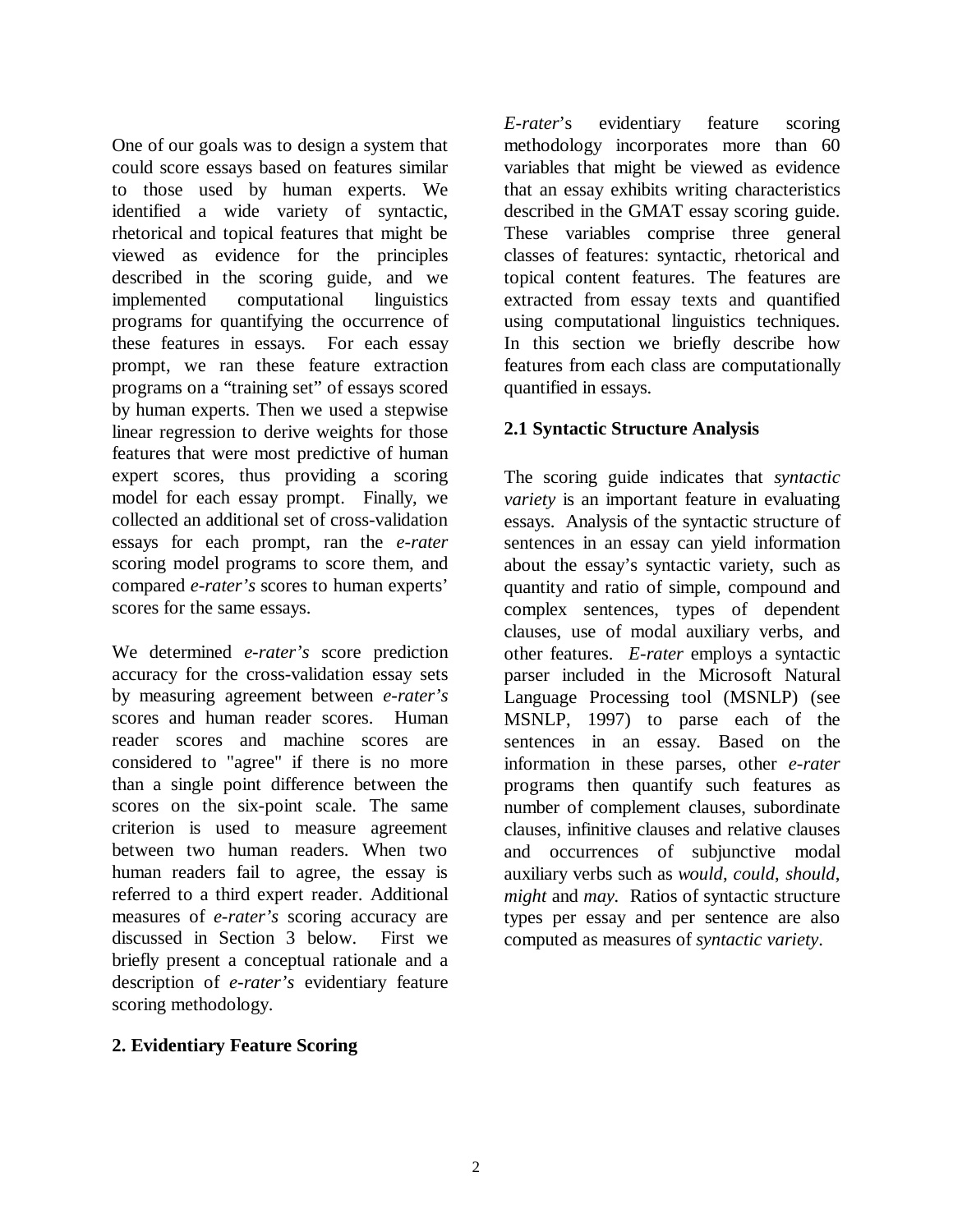One of our goals was to design a system that could score essays based on features similar to those used by human experts. We identified a wide variety of syntactic, rhetorical and topical features that might be viewed as evidence for the principles described in the scoring guide, and we implemented computational linguistics programs for quantifying the occurrence of these features in essays. For each essay prompt, we ran these feature extraction programs on a "training set" of essays scored by human experts. Then we used a stepwise linear regression to derive weights for those features that were most predictive of human expert scores, thus providing a scoring model for each essay prompt. Finally, we collected an additional set of cross-validation essays for each prompt, ran the *e-rater* scoring model programs to score them, and compared *e-rater's* scores to human experts' scores for the same essays.

We determined *e-rater's* score prediction accuracy for the cross-validation essay sets by measuring agreement between *e-rater's* scores and human reader scores. Human reader scores and machine scores are considered to "agree" if there is no more than a single point difference between the scores on the six-point scale. The same criterion is used to measure agreement between two human readers. When two human readers fail to agree, the essay is referred to a third expert reader. Additional measures of *e-rater's* scoring accuracy are discussed in Section 3 below. First we briefly present a conceptual rationale and a description of *e-rater's* evidentiary feature scoring methodology.

## 2. Evidentiary Feature Scoring

*E-rater*'s evidentiary feature scoring methodology incorporates more than 60 variables that might be viewed as evidence that an essay exhibits writing characteristics described in the GMAT essay scoring guide. These variables comprise three general classes of features: syntactic, rhetorical and topical content features. The features are extracted from essay texts and quantified using computational linguistics techniques. In this section we briefly describe how features from each class are computationally quantified in essays.

### 2.1 Syntactic Structure Analysis

The scoring guide indicates that *syntactic variety* is an important feature in evaluating essays. Analysis of the syntactic structure of sentences in an essay can yield information about the essay's syntactic variety, such as quantity and ratio of simple, compound and complex sentences, types of dependent clauses, use of modal auxiliary verbs, and other features. *E-rater* employs a syntactic parser included in the Microsoft Natural Language Processing tool (MSNLP) (see MSNLP, 1997) to parse each of the sentences in an essay. Based on the information in these parses, other *e-rater* programs then quantify such features as number of complement clauses, subordinate clauses, infinitive clauses and relative clauses and occurrences of subjunctive modal auxiliary verbs such as *would*, *could*, *should*, *might* and *may*. Ratios of syntactic structure types per essay and per sentence are also computed as measures of *syntactic variety*.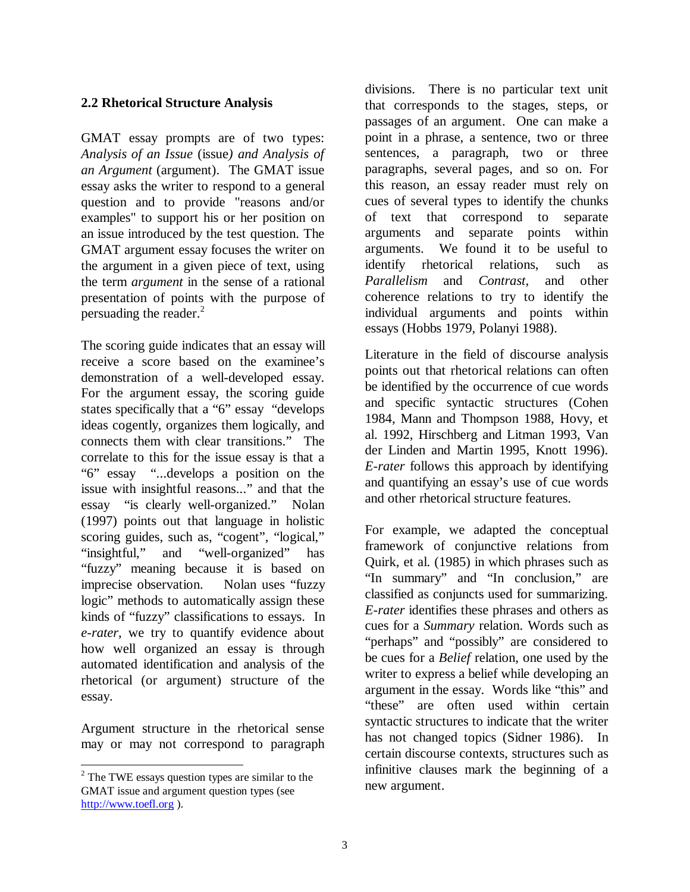## 2.2 Rhetorical Structure Analysis

GMAT essay prompts are of two types: *Analysis of an Issue* (issue*) and Analysis of an Argument* (argument). The GMAT issue essay asks the writer to respond to a general question and to provide "reasons and/or examples" to support his or her position on an issue introduced by the test question. The GMAT argument essay focuses the writer on the argument in a given piece of text, using the term *argument* in the sense of a rational presentation of points with the purpose of persuading the reader.[2]

The scoring guide indicates that an essay will receive a score based on the examinee's demonstration of a well-developed essay. For the argument essay, the scoring guide states specifically that a "6" essay "develops ideas cogently, organizes them logically, and connects them with clear transitions." The correlate to this for the issue essay is that a "6" essay "...develops a position on the issue with insightful reasons..." and that the essay "is clearly well-organized." Nolan (1997) points out that language in holistic scoring guides, such as, "cogent", "logical," "insightful," and "well-organized" has "fuzzy" meaning because it is based on imprecise observation. Nolan uses "fuzzy logic" methods to automatically assign these kinds of "fuzzy" classifications to essays. In *e-rater*, we try to quantify evidence about how well organized an essay is through automated identification and analysis of the rhetorical (or argument) structure of the essay.

Argument structure in the rhetorical sense may or may not correspond to paragraph divisions. There is no particular text unit that corresponds to the stages, steps, or passages of an argument. One can make a point in a phrase, a sentence, two or three sentences, a paragraph, two or three paragraphs, several pages, and so on. For this reason, an essay reader must rely on cues of several types to identify the chunks of text that correspond to separate arguments and separate points within arguments. We found it to be useful to identify rhetorical relations, such as *Parallelism* and *Contrast*, and other coherence relations to try to identify the individual arguments and points within essays (Hobbs 1979, Polanyi 1988).

Literature in the field of discourse analysis points out that rhetorical relations can often be identified by the occurrence of cue words and specific syntactic structures (Cohen 1984, Mann and Thompson 1988, Hovy, et al. 1992, Hirschberg and Litman 1993, Van der Linden and Martin 1995, Knott 1996). *E-rater* follows this approach by identifying and quantifying an essay's use of cue words and other rhetorical structure features.

For example, we adapted the conceptual framework of conjunctive relations from Quirk, et al. (1985) in which phrases such as "In summary" and "In conclusion," are classified as conjuncts used for summarizing. *E-rater* identifies these phrases and others as cues for a *Summary* relation. Words such as "perhaps" and "possibly" are considered to be cues for a *Belief* relation, one used by the writer to express a belief while developing an argument in the essay. Words like "this" and "these" are often used within certain syntactic structures to indicate that the writer has not changed topics (Sidner 1986). In certain discourse contexts, structures such as infinitive clauses mark the beginning of a new argument.

[2] The TWE essays question types are similar to the GMAT issue and argument question types (see http://www.toefl.org ).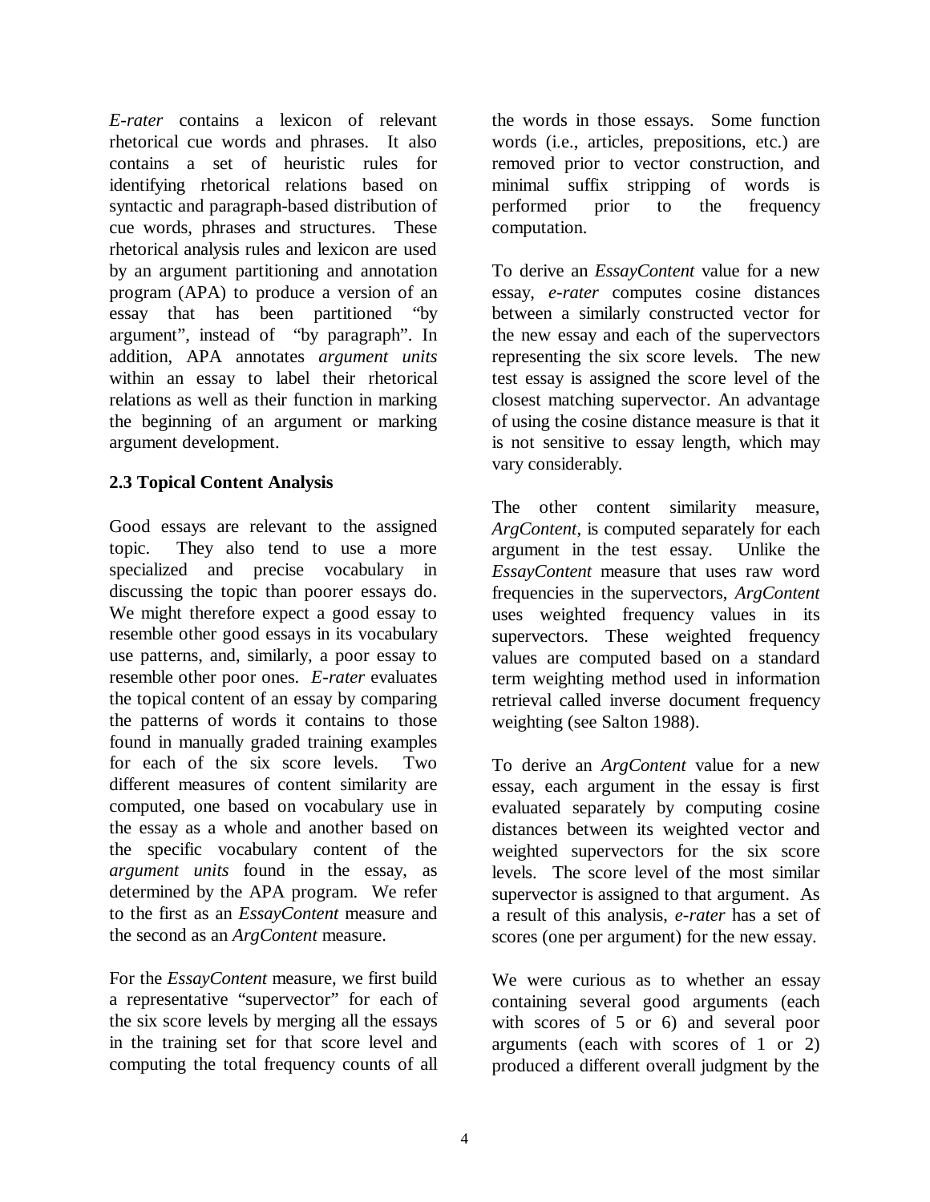*E-rater* contains a lexicon of relevant rhetorical cue words and phrases. It also contains a set of heuristic rules for identifying rhetorical relations based on syntactic and paragraph-based distribution of cue words, phrases and structures. These rhetorical analysis rules and lexicon are used by an argument partitioning and annotation program (APA) to produce a version of an essay that has been partitioned "by argument", instead of "by paragraph". In addition, APA annotates *argument units* within an essay to label their rhetorical relations as well as their function in marking the beginning of an argument or marking argument development.

### 2.3 Topical Content Analysis

Good essays are relevant to the assigned topic. They also tend to use a more specialized and precise vocabulary in discussing the topic than poorer essays do. We might therefore expect a good essay to resemble other good essays in its vocabulary use patterns, and, similarly, a poor essay to resemble other poor ones. *E-rater* evaluates the topical content of an essay by comparing the patterns of words it contains to those found in manually graded training examples for each of the six score levels. Two different measures of content similarity are computed, one based on vocabulary use in the essay as a whole and another based on the specific vocabulary content of the *argument units* found in the essay, as determined by the APA program. We refer to the first as an *EssayContent* measure and the second as an *ArgContent* measure.

For the *EssayContent* measure, we first build a representative "supervector" for each of the six score levels by merging all the essays in the training set for that score level and computing the total frequency counts of all the words in those essays. Some function words (i.e., articles, prepositions, etc.) are removed prior to vector construction, and minimal suffix stripping of words is performed prior to the frequency computation.

To derive an *EssayContent* value for a new essay, *e-rater* computes cosine distances between a similarly constructed vector for the new essay and each of the supervectors representing the six score levels. The new test essay is assigned the score level of the closest matching supervector. An advantage of using the cosine distance measure is that it is not sensitive to essay length, which may vary considerably.

The other content similarity measure, *ArgContent*, is computed separately for each argument in the test essay. Unlike the *EssayContent* measure that uses raw word frequencies in the supervectors, *ArgContent* uses weighted frequency values in its supervectors. These weighted frequency values are computed based on a standard term weighting method used in information retrieval called inverse document frequency weighting (see Salton 1988).

To derive an *ArgContent* value for a new essay, each argument in the essay is first evaluated separately by computing cosine distances between its weighted vector and weighted supervectors for the six score levels. The score level of the most similar supervector is assigned to that argument. As a result of this analysis, *e-rater* has a set of scores (one per argument) for the new essay.

We were curious as to whether an essay containing several good arguments (each with scores of 5 or 6) and several poor arguments (each with scores of 1 or 2) produced a different overall judgment by the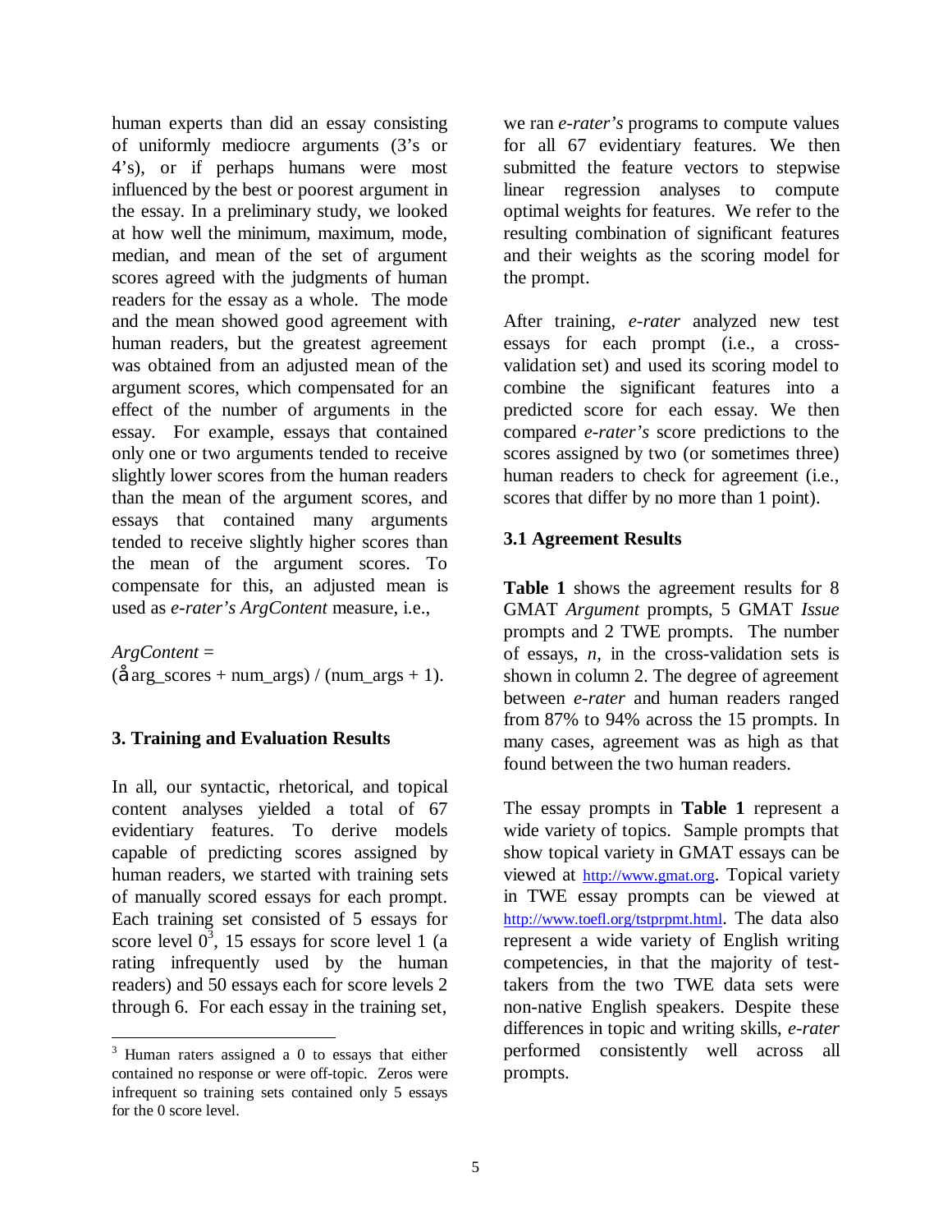human experts than did an essay consisting of uniformly mediocre arguments (3's or 4's), or if perhaps humans were most influenced by the best or poorest argument in the essay. In a preliminary study, we looked at how well the minimum, maximum, mode, median, and mean of the set of argument scores agreed with the judgments of human readers for the essay as a whole. The mode and the mean showed good agreement with human readers, but the greatest agreement was obtained from an adjusted mean of the argument scores, which compensated for an effect of the number of arguments in the essay. For example, essays that contained only one or two arguments tended to receive slightly lower scores from the human readers than the mean of the argument scores, and essays that contained many arguments tended to receive slightly higher scores than the mean of the argument scores. To compensate for this, an adjusted mean is used as *e-rater's ArgContent* measure, i.e.,

*ArgContent* =
$(\sum \text{arg\_scores} + \text{num\_args}) / (\text{num\_args} + 1)$.

## 3. Training and Evaluation Results

In all, our syntactic, rhetorical, and topical content analyses yielded a total of 67 evidentiary features. To derive models capable of predicting scores assigned by human readers, we started with training sets of manually scored essays for each prompt. Each training set consisted of 5 essays for score level 0[3], 15 essays for score level 1 (a rating infrequently used by the human readers) and 50 essays each for score levels 2 through 6. For each essay in the training set, we ran *e-rater's* programs to compute values for all 67 evidentiary features. We then submitted the feature vectors to stepwise linear regression analyses to compute optimal weights for features. We refer to the resulting combination of significant features and their weights as the scoring model for the prompt.

After training, *e-rater* analyzed new test essays for each prompt (i.e., a cross-validation set) and used its scoring model to combine the significant features into a predicted score for each essay. We then compared *e-rater's* score predictions to the scores assigned by two (or sometimes three) human readers to check for agreement (i.e., scores that differ by no more than 1 point).

### 3.1 Agreement Results

**Table 1** shows the agreement results for 8 GMAT *Argument* prompts, 5 GMAT *Issue* prompts and 2 TWE prompts. The number of essays, *n*, in the cross-validation sets is shown in column 2. The degree of agreement between *e-rater* and human readers ranged from 87% to 94% across the 15 prompts. In many cases, agreement was as high as that found between the two human readers.

The essay prompts in **Table 1** represent a wide variety of topics. Sample prompts that show topical variety in GMAT essays can be viewed at http://www.gmat.org. Topical variety in TWE essay prompts can be viewed at http://www.toefl.org/tstprpmt.html. The data also represent a wide variety of English writing competencies, in that the majority of test-takers from the two TWE data sets were non-native English speakers. Despite these differences in topic and writing skills, *e-rater* performed consistently well across all prompts.

---

[3] Human raters assigned a 0 to essays that either contained no response or were off-topic. Zeros were infrequent so training sets contained only 5 essays for the 0 score level.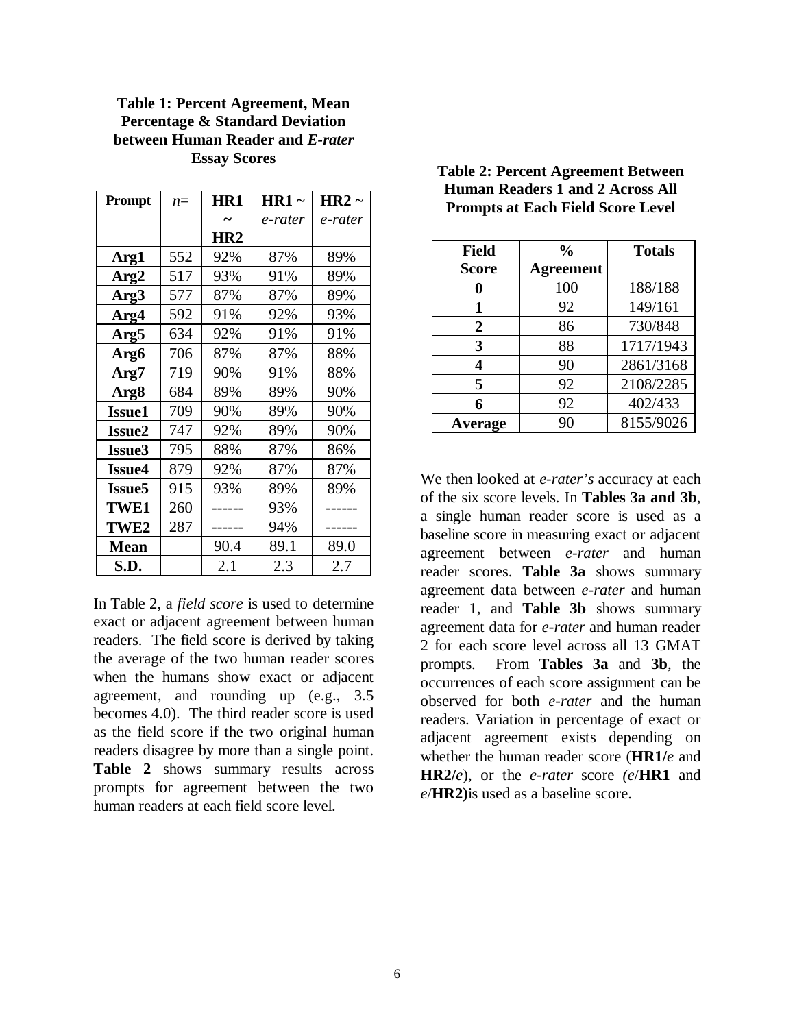**Table 1: Percent Agreement, Mean Percentage & Standard Deviation between Human Reader and *E-rater* Essay Scores**

| Prompt | *n*= | HR1 ~ HR2 | HR1 ~ *e-rater* | HR2 ~ *e-rater* |
|---|---|---|---|---|
| **Arg1** | 552 | 92% | 87% | 89% |
| **Arg2** | 517 | 93% | 91% | 89% |
| **Arg3** | 577 | 87% | 87% | 89% |
| **Arg4** | 592 | 91% | 92% | 93% |
| **Arg5** | 634 | 92% | 91% | 91% |
| **Arg6** | 706 | 87% | 87% | 88% |
| **Arg7** | 719 | 90% | 91% | 88% |
| **Arg8** | 684 | 89% | 89% | 90% |
| **Issue1** | 709 | 90% | 89% | 90% |
| **Issue2** | 747 | 92% | 89% | 90% |
| **Issue3** | 795 | 88% | 87% | 86% |
| **Issue4** | 879 | 92% | 87% | 87% |
| **Issue5** | 915 | 93% | 89% | 89% |
| **TWE1** | 260 | ------ | 93% | ------ |
| **TWE2** | 287 | ------ | 94% | ------ |
| **Mean** | | 90.4 | 89.1 | 89.0 |
| **S.D.** | | 2.1 | 2.3 | 2.7 |

In Table 2, a *field score* is used to determine exact or adjacent agreement between human readers. The field score is derived by taking the average of the two human reader scores when the humans show exact or adjacent agreement, and rounding up (e.g., 3.5 becomes 4.0). The third reader score is used as the field score if the two original human readers disagree by more than a single point. **Table 2** shows summary results across prompts for agreement between the two human readers at each field score level.

**Table 2: Percent Agreement Between Human Readers 1 and 2 Across All Prompts at Each Field Score Level**

| Field Score | % Agreement | Totals |
|---|---|---|
| **0** | 100 | 188/188 |
| **1** | 92 | 149/161 |
| **2** | 86 | 730/848 |
| **3** | 88 | 1717/1943 |
| **4** | 90 | 2861/3168 |
| **5** | 92 | 2108/2285 |
| **6** | 92 | 402/433 |
| **Average** | 90 | 8155/9026 |

We then looked at *e-rater's* accuracy at each of the six score levels. In **Tables 3a and 3b**, a single human reader score is used as a baseline score in measuring exact or adjacent agreement between *e-rater* and human reader scores. **Table 3a** shows summary agreement data between *e-rater* and human reader 1, and **Table 3b** shows summary agreement data for *e-rater* and human reader 2 for each score level across all 13 GMAT prompts. From **Tables 3a** and **3b**, the occurrences of each score assignment can be observed for both *e-rater* and the human readers. Variation in percentage of exact or adjacent agreement exists depending on whether the human reader score (**HR1/***e* and **HR2/***e*), or the *e-rater* score *(e*/**HR1** and *e*/**HR2)**is used as a baseline score.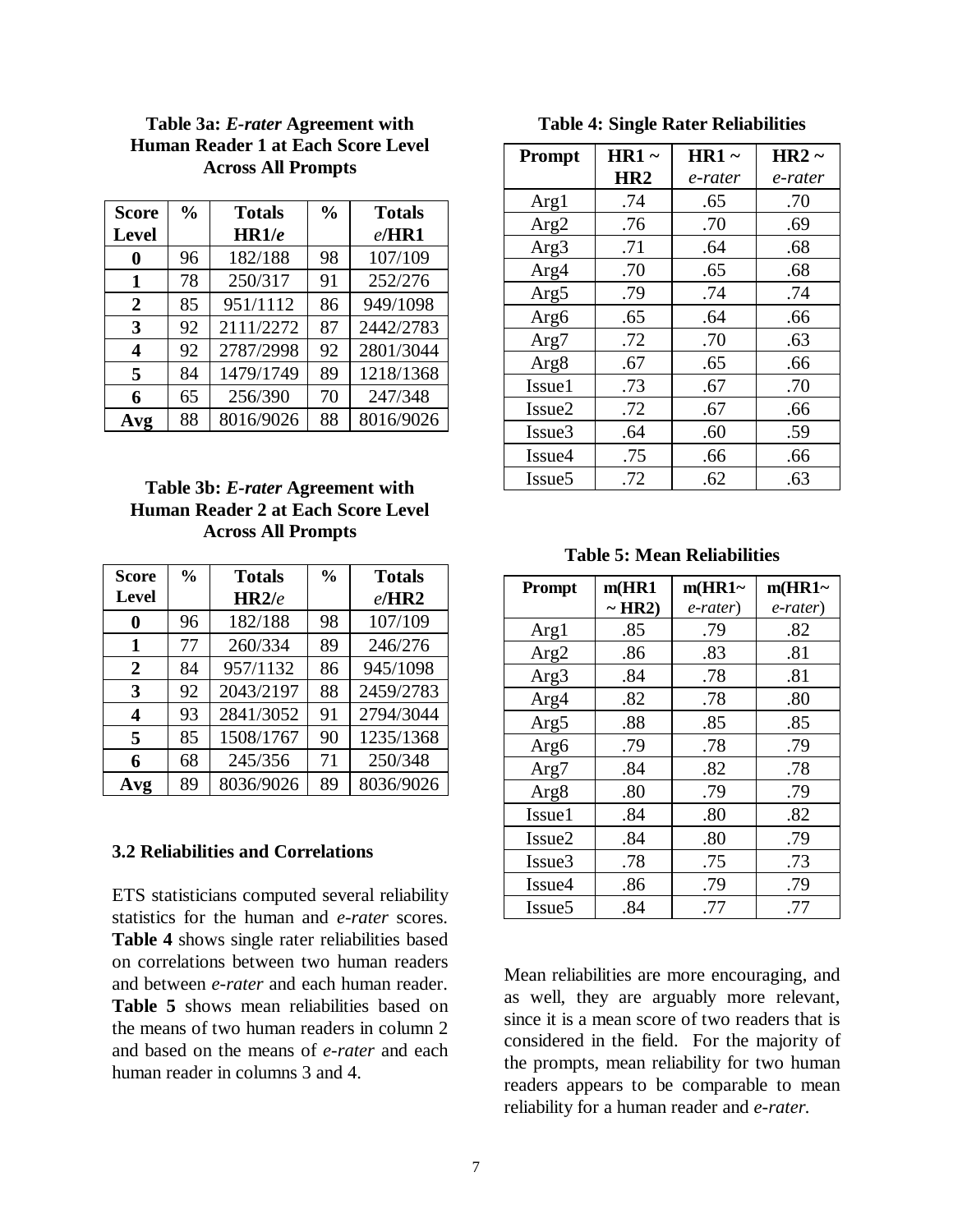**Table 3a: *E-rater* Agreement with Human Reader 1 at Each Score Level Across All Prompts**

| Score Level | % | Totals HR1/*e* | % | Totals *e*/HR1 |
|---|---|---|---|---|
| **0** | 96 | 182/188 | 98 | 107/109 |
| **1** | 78 | 250/317 | 91 | 252/276 |
| **2** | 85 | 951/1112 | 86 | 949/1098 |
| **3** | 92 | 2111/2272 | 87 | 2442/2783 |
| **4** | 92 | 2787/2998 | 92 | 2801/3044 |
| **5** | 84 | 1479/1749 | 89 | 1218/1368 |
| **6** | 65 | 256/390 | 70 | 247/348 |
| **Avg** | 88 | 8016/9026 | 88 | 8016/9026 |

**Table 3b: *E-rater* Agreement with Human Reader 2 at Each Score Level Across All Prompts**

| Score Level | % | Totals HR2/*e* | % | Totals *e*/HR2 |
|---|---|---|---|---|
| **0** | 96 | 182/188 | 98 | 107/109 |
| **1** | 77 | 260/334 | 89 | 246/276 |
| **2** | 84 | 957/1132 | 86 | 945/1098 |
| **3** | 92 | 2043/2197 | 88 | 2459/2783 |
| **4** | 93 | 2841/3052 | 91 | 2794/3044 |
| **5** | 85 | 1508/1767 | 90 | 1235/1368 |
| **6** | 68 | 245/356 | 71 | 250/348 |
| **Avg** | 89 | 8036/9026 | 89 | 8036/9026 |

### 3.2 Reliabilities and Correlations

ETS statisticians computed several reliability statistics for the human and *e-rater* scores. **Table 4** shows single rater reliabilities based on correlations between two human readers and between *e-rater* and each human reader. **Table 5** shows mean reliabilities based on the means of two human readers in column 2 and based on the means of *e-rater* and each human reader in columns 3 and 4.

**Table 4: Single Rater Reliabilities**

| Prompt | HR1 ~ HR2 | HR1 ~ *e-rater* | HR2 ~ *e-rater* |
|---|---|---|---|
| Arg1 | .74 | .65 | .70 |
| Arg2 | .76 | .70 | .69 |
| Arg3 | .71 | .64 | .68 |
| Arg4 | .70 | .65 | .68 |
| Arg5 | .79 | .74 | .74 |
| Arg6 | .65 | .64 | .66 |
| Arg7 | .72 | .70 | .63 |
| Arg8 | .67 | .65 | .66 |
| Issue1 | .73 | .67 | .70 |
| Issue2 | .72 | .67 | .66 |
| Issue3 | .64 | .60 | .59 |
| Issue4 | .75 | .66 | .66 |
| Issue5 | .72 | .62 | .63 |

**Table 5: Mean Reliabilities**

| Prompt | m(HR1 ~ HR2) | m(HR1~ *e-rater*) | m(HR1~ *e-rater*) |
|---|---|---|---|
| Arg1 | .85 | .79 | .82 |
| Arg2 | .86 | .83 | .81 |
| Arg3 | .84 | .78 | .81 |
| Arg4 | .82 | .78 | .80 |
| Arg5 | .88 | .85 | .85 |
| Arg6 | .79 | .78 | .79 |
| Arg7 | .84 | .82 | .78 |
| Arg8 | .80 | .79 | .79 |
| Issue1 | .84 | .80 | .82 |
| Issue2 | .84 | .80 | .79 |
| Issue3 | .78 | .75 | .73 |
| Issue4 | .86 | .79 | .79 |
| Issue5 | .84 | .77 | .77 |

Mean reliabilities are more encouraging, and as well, they are arguably more relevant, since it is a mean score of two readers that is considered in the field. For the majority of the prompts, mean reliability for two human readers appears to be comparable to mean reliability for a human reader and *e-rater.*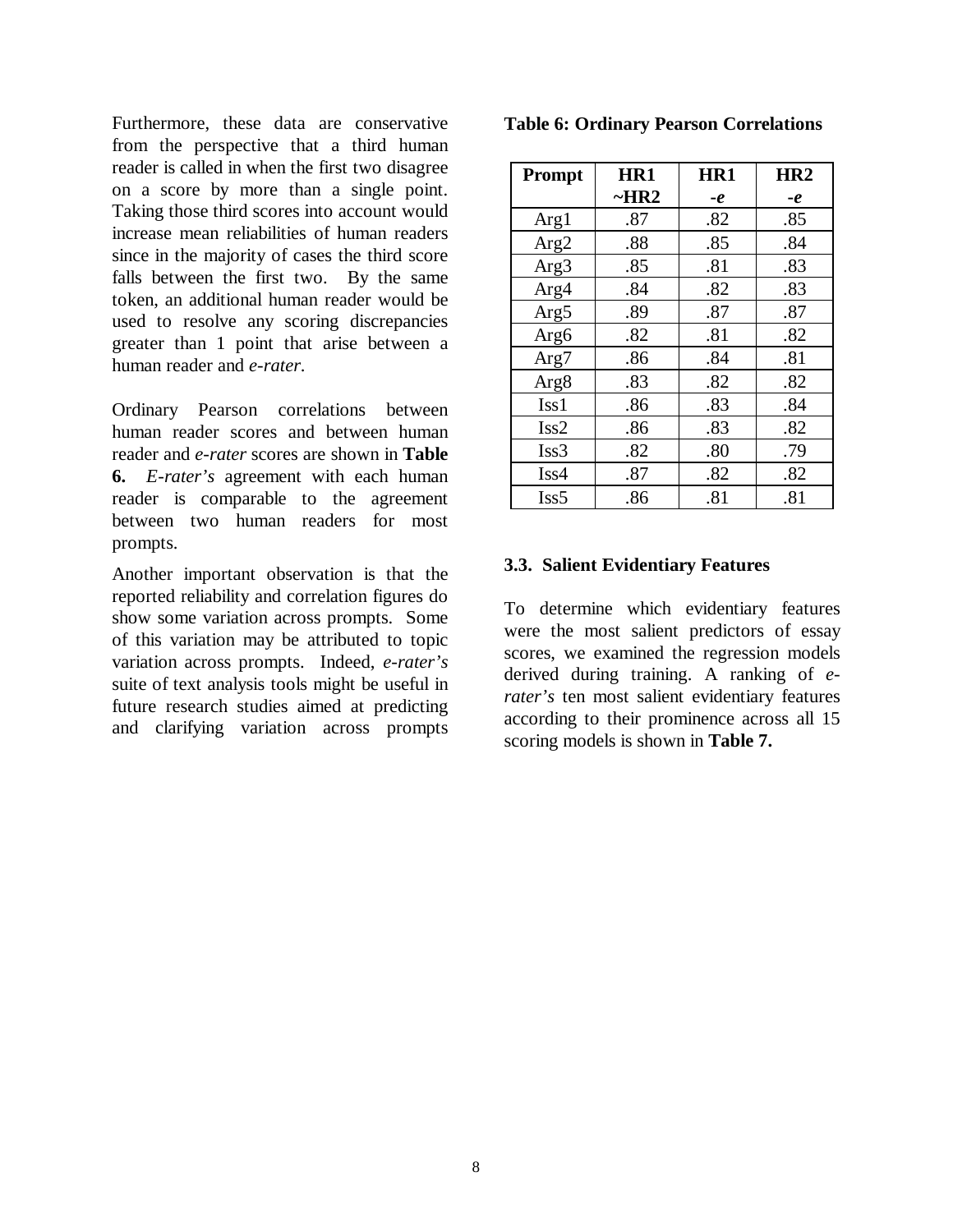Furthermore, these data are conservative from the perspective that a third human reader is called in when the first two disagree on a score by more than a single point. Taking those third scores into account would increase mean reliabilities of human readers since in the majority of cases the third score falls between the first two. By the same token, an additional human reader would be used to resolve any scoring discrepancies greater than 1 point that arise between a human reader and *e-rater*.

Ordinary Pearson correlations between human reader scores and between human reader and *e-rater* scores are shown in **Table 6.** *E-rater's* agreement with each human reader is comparable to the agreement between two human readers for most prompts.

Another important observation is that the reported reliability and correlation figures do show some variation across prompts. Some of this variation may be attributed to topic variation across prompts. Indeed, *e-rater's* suite of text analysis tools might be useful in future research studies aimed at predicting and clarifying variation across prompts

**Table 6: Ordinary Pearson Correlations**

| Prompt | HR1 ~HR2 | HR1 -*e* | HR2 -*e* |
|---|---|---|---|
| Arg1 | .87 | .82 | .85 |
| Arg2 | .88 | .85 | .84 |
| Arg3 | .85 | .81 | .83 |
| Arg4 | .84 | .82 | .83 |
| Arg5 | .89 | .87 | .87 |
| Arg6 | .82 | .81 | .82 |
| Arg7 | .86 | .84 | .81 |
| Arg8 | .83 | .82 | .82 |
| Iss1 | .86 | .83 | .84 |
| Iss2 | .86 | .83 | .82 |
| Iss3 | .82 | .80 | .79 |
| Iss4 | .87 | .82 | .82 |
| Iss5 | .86 | .81 | .81 |

### 3.3. Salient Evidentiary Features

To determine which evidentiary features were the most salient predictors of essay scores, we examined the regression models derived during training. A ranking of *e-rater's* ten most salient evidentiary features according to their prominence across all 15 scoring models is shown in **Table 7.**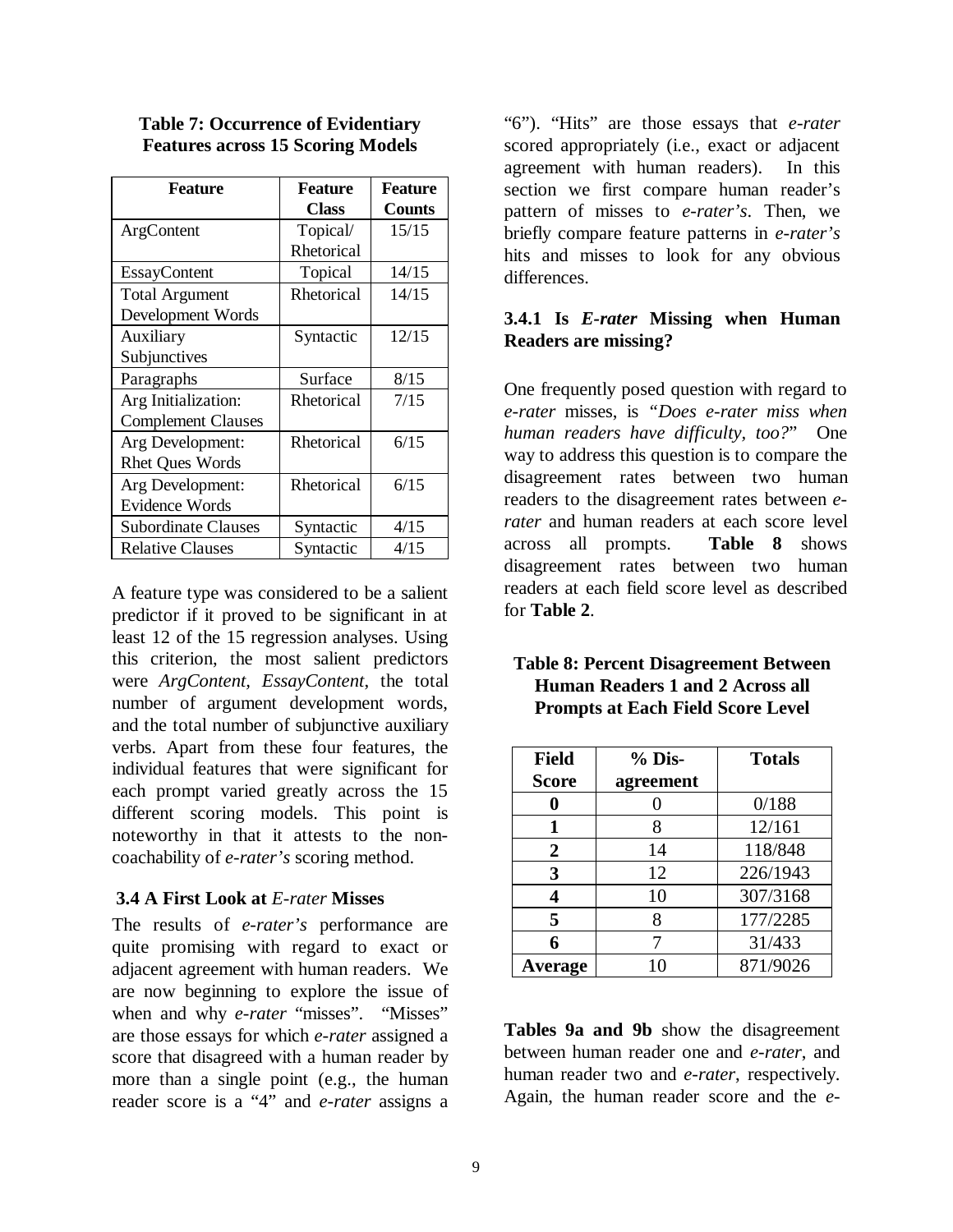**Table 7: Occurrence of Evidentiary Features across 15 Scoring Models**

| Feature | Feature Class | Feature Counts |
|---|---|---|
| ArgContent | Topical/ Rhetorical | 15/15 |
| EssayContent | Topical | 14/15 |
| Total Argument Development Words | Rhetorical | 14/15 |
| Auxiliary Subjunctives | Syntactic | 12/15 |
| Paragraphs | Surface | 8/15 |
| Arg Initialization: Complement Clauses | Rhetorical | 7/15 |
| Arg Development: Rhet Ques Words | Rhetorical | 6/15 |
| Arg Development: Evidence Words | Rhetorical | 6/15 |
| Subordinate Clauses | Syntactic | 4/15 |
| Relative Clauses | Syntactic | 4/15 |

A feature type was considered to be a salient predictor if it proved to be significant in at least 12 of the 15 regression analyses. Using this criterion, the most salient predictors were *ArgContent*, *EssayContent*, the total number of argument development words, and the total number of subjunctive auxiliary verbs. Apart from these four features, the individual features that were significant for each prompt varied greatly across the 15 different scoring models. This point is noteworthy in that it attests to the non-coachability of *e-rater's* scoring method.

### 3.4 A First Look at *E-rater* Misses

The results of *e-rater's* performance are quite promising with regard to exact or adjacent agreement with human readers. We are now beginning to explore the issue of when and why *e-rater* "misses". "Misses" are those essays for which *e-rater* assigned a score that disagreed with a human reader by more than a single point (e.g., the human reader score is a "4" and *e-rater* assigns a "6"). "Hits" are those essays that *e-rater* scored appropriately (i.e., exact or adjacent agreement with human readers). In this section we first compare human reader's pattern of misses to *e-rater's*. Then, we briefly compare feature patterns in *e-rater's* hits and misses to look for any obvious differences.

#### 3.4.1 Is *E-rater* Missing when Human Readers are missing?

One frequently posed question with regard to *e-rater* misses, is "*Does e-rater miss when human readers have difficulty, too?*" One way to address this question is to compare the disagreement rates between two human readers to the disagreement rates between *e-rater* and human readers at each score level across all prompts. **Table 8** shows disagreement rates between two human readers at each field score level as described for **Table 2**.

**Table 8: Percent Disagreement Between Human Readers 1 and 2 Across all Prompts at Each Field Score Level**

| Field Score | % Dis-agreement | Totals |
|---|---|---|
| **0** | 0 | 0/188 |
| **1** | 8 | 12/161 |
| **2** | 14 | 118/848 |
| **3** | 12 | 226/1943 |
| **4** | 10 | 307/3168 |
| **5** | 8 | 177/2285 |
| **6** | 7 | 31/433 |
| **Average** | 10 | 871/9026 |

**Tables 9a and 9b** show the disagreement between human reader one and *e-rater*, and human reader two and *e-rater*, respectively. Again, the human reader score and the *e-*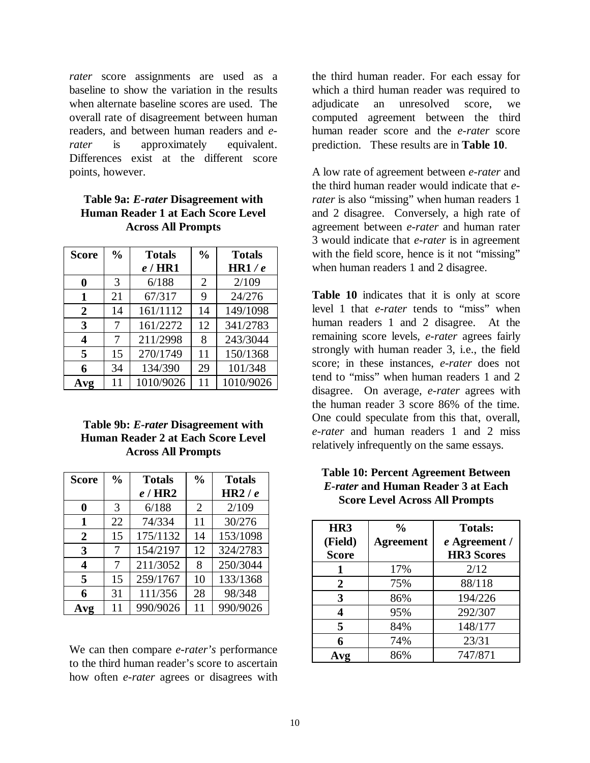*rater* score assignments are used as a baseline to show the variation in the results when alternate baseline scores are used. The overall rate of disagreement between human readers, and between human readers and *e-rater* is approximately equivalent. Differences exist at the different score points, however.

**Table 9a: *E-rater* Disagreement with Human Reader 1 at Each Score Level Across All Prompts**

| Score | % | Totals *e* / HR1 | % | Totals HR1 / *e* |
|---|---|---|---|---|
| **0** | 3 | 6/188 | 2 | 2/109 |
| **1** | 21 | 67/317 | 9 | 24/276 |
| **2** | 14 | 161/1112 | 14 | 149/1098 |
| **3** | 7 | 161/2272 | 12 | 341/2783 |
| **4** | 7 | 211/2998 | 8 | 243/3044 |
| **5** | 15 | 270/1749 | 11 | 150/1368 |
| **6** | 34 | 134/390 | 29 | 101/348 |
| **Avg** | 11 | 1010/9026 | 11 | 1010/9026 |

**Table 9b: *E-rater* Disagreement with Human Reader 2 at Each Score Level Across All Prompts**

| Score | % | Totals *e* / HR2 | % | Totals HR2 / *e* |
|---|---|---|---|---|
| **0** | 3 | 6/188 | 2 | 2/109 |
| **1** | 22 | 74/334 | 11 | 30/276 |
| **2** | 15 | 175/1132 | 14 | 153/1098 |
| **3** | 7 | 154/2197 | 12 | 324/2783 |
| **4** | 7 | 211/3052 | 8 | 250/3044 |
| **5** | 15 | 259/1767 | 10 | 133/1368 |
| **6** | 31 | 111/356 | 28 | 98/348 |
| **Avg** | 11 | 990/9026 | 11 | 990/9026 |

We can then compare *e-rater's* performance to the third human reader's score to ascertain how often *e-rater* agrees or disagrees with the third human reader. For each essay for which a third human reader was required to adjudicate an unresolved score, we computed agreement between the third human reader score and the *e-rater* score prediction. These results are in **Table 10**.

A low rate of agreement between *e-rater* and the third human reader would indicate that *e-rater* is also "missing" when human readers 1 and 2 disagree. Conversely, a high rate of agreement between *e-rater* and human rater 3 would indicate that *e-rater* is in agreement with the field score, hence is it not "missing" when human readers 1 and 2 disagree.

**Table 10** indicates that it is only at score level 1 that *e-rater* tends to "miss" when human readers 1 and 2 disagree. At the remaining score levels, *e-rater* agrees fairly strongly with human reader 3, i.e., the field score; in these instances, *e-rater* does not tend to "miss" when human readers 1 and 2 disagree. On average, *e-rater* agrees with the human reader 3 score 86% of the time. One could speculate from this that, overall, *e-rater* and human readers 1 and 2 miss relatively infrequently on the same essays.

**Table 10: Percent Agreement Between *E-rater* and Human Reader 3 at Each Score Level Across All Prompts**

| HR3 (Field) Score | % Agreement | Totals: *e* Agreement / HR3 Scores |
|---|---|---|
| **1** | 17% | 2/12 |
| **2** | 75% | 88/118 |
| **3** | 86% | 194/226 |
| **4** | 95% | 292/307 |
| **5** | 84% | 148/177 |
| **6** | 74% | 23/31 |
| **Avg** | 86% | 747/871 |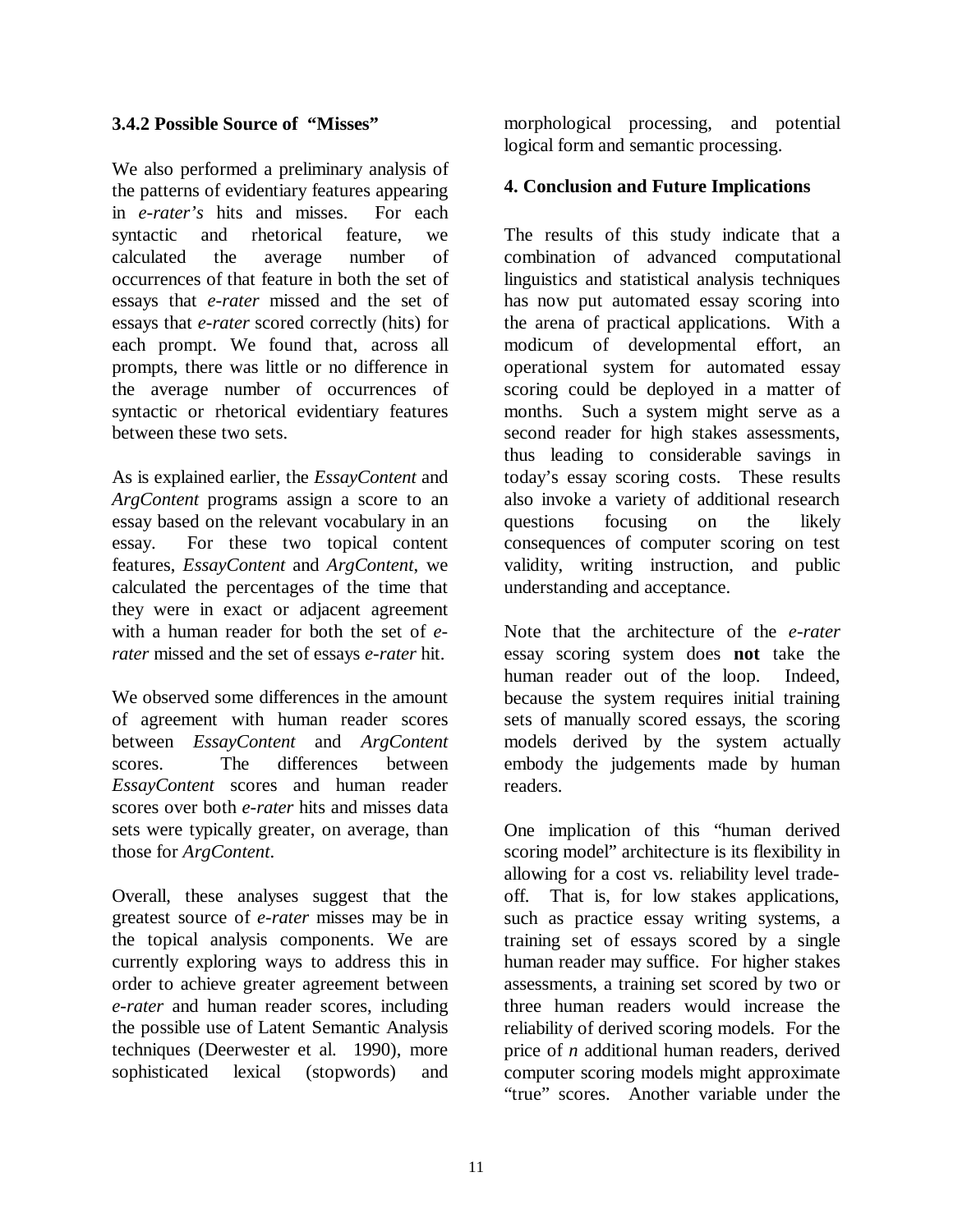### 3.4.2 Possible Source of "Misses"

We also performed a preliminary analysis of the patterns of evidentiary features appearing in *e-rater's* hits and misses. For each syntactic and rhetorical feature, we calculated the average number of occurrences of that feature in both the set of essays that *e-rater* missed and the set of essays that *e-rater* scored correctly (hits) for each prompt. We found that, across all prompts, there was little or no difference in the average number of occurrences of syntactic or rhetorical evidentiary features between these two sets.

As is explained earlier, the *EssayContent* and *ArgContent* programs assign a score to an essay based on the relevant vocabulary in an essay. For these two topical content features, *EssayContent* and *ArgContent*, we calculated the percentages of the time that they were in exact or adjacent agreement with a human reader for both the set of *e-rater* missed and the set of essays *e-rater* hit.

We observed some differences in the amount of agreement with human reader scores between *EssayContent* and *ArgContent* scores. The differences between *EssayContent* scores and human reader scores over both *e-rater* hits and misses data sets were typically greater, on average, than those for *ArgContent*.

Overall, these analyses suggest that the greatest source of *e-rater* misses may be in the topical analysis components. We are currently exploring ways to address this in order to achieve greater agreement between *e-rater* and human reader scores, including the possible use of Latent Semantic Analysis techniques (Deerwester et al. 1990), more sophisticated lexical (stopwords) and morphological processing, and potential logical form and semantic processing.

### 4. Conclusion and Future Implications

The results of this study indicate that a combination of advanced computational linguistics and statistical analysis techniques has now put automated essay scoring into the arena of practical applications. With a modicum of developmental effort, an operational system for automated essay scoring could be deployed in a matter of months. Such a system might serve as a second reader for high stakes assessments, thus leading to considerable savings in today's essay scoring costs. These results also invoke a variety of additional research questions focusing on the likely consequences of computer scoring on test validity, writing instruction, and public understanding and acceptance.

Note that the architecture of the *e-rater* essay scoring system does **not** take the human reader out of the loop. Indeed, because the system requires initial training sets of manually scored essays, the scoring models derived by the system actually embody the judgements made by human readers.

One implication of this "human derived scoring model" architecture is its flexibility in allowing for a cost vs. reliability level trade-off. That is, for low stakes applications, such as practice essay writing systems, a training set of essays scored by a single human reader may suffice. For higher stakes assessments, a training set scored by two or three human readers would increase the reliability of derived scoring models. For the price of *n* additional human readers, derived computer scoring models might approximate "true" scores. Another variable under the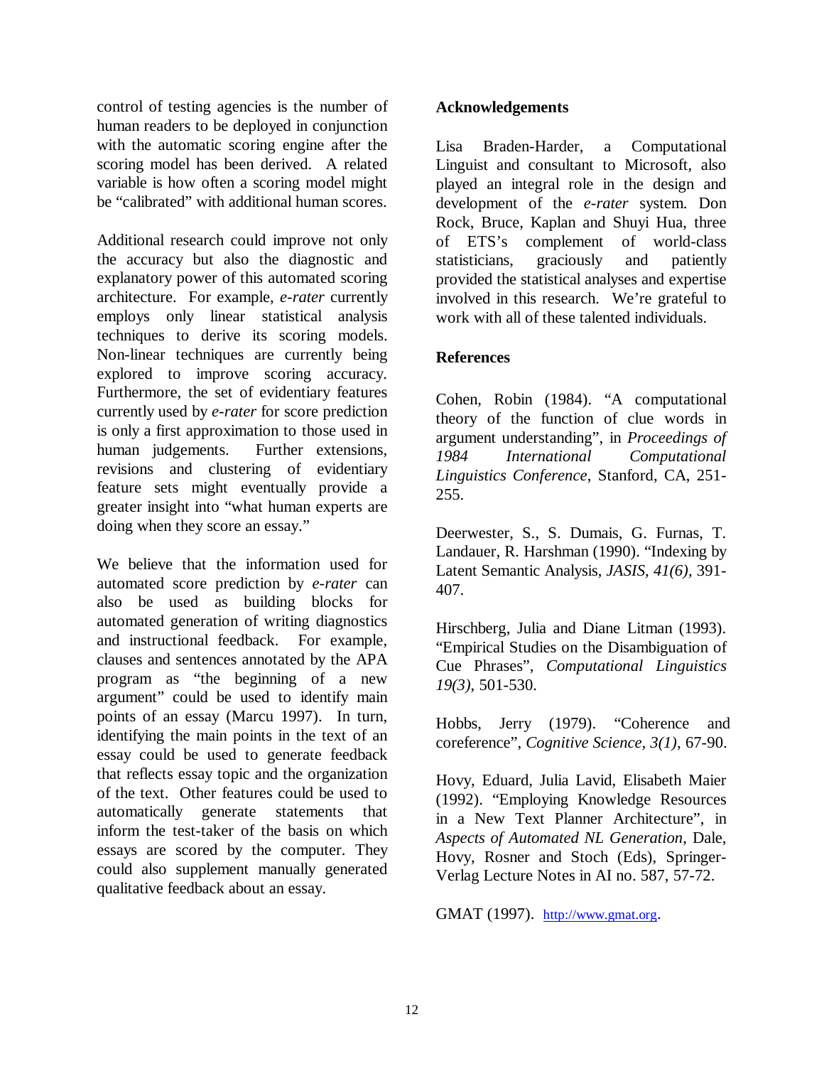control of testing agencies is the number of human readers to be deployed in conjunction with the automatic scoring engine after the scoring model has been derived. A related variable is how often a scoring model might be "calibrated" with additional human scores.

Additional research could improve not only the accuracy but also the diagnostic and explanatory power of this automated scoring architecture. For example, *e-rater* currently employs only linear statistical analysis techniques to derive its scoring models. Non-linear techniques are currently being explored to improve scoring accuracy. Furthermore, the set of evidentiary features currently used by *e-rater* for score prediction is only a first approximation to those used in human judgements. Further extensions, revisions and clustering of evidentiary feature sets might eventually provide a greater insight into "what human experts are doing when they score an essay."

We believe that the information used for automated score prediction by *e-rater* can also be used as building blocks for automated generation of writing diagnostics and instructional feedback. For example, clauses and sentences annotated by the APA program as "the beginning of a new argument" could be used to identify main points of an essay (Marcu 1997). In turn, identifying the main points in the text of an essay could be used to generate feedback that reflects essay topic and the organization of the text. Other features could be used to automatically generate statements that inform the test-taker of the basis on which essays are scored by the computer. They could also supplement manually generated qualitative feedback about an essay.

## Acknowledgements

Lisa Braden-Harder, a Computational Linguist and consultant to Microsoft, also played an integral role in the design and development of the *e-rater* system. Don Rock, Bruce, Kaplan and Shuyi Hua, three of ETS's complement of world-class statisticians, graciously and patiently provided the statistical analyses and expertise involved in this research. We're grateful to work with all of these talented individuals.

## References

Cohen, Robin (1984). "A computational theory of the function of clue words in argument understanding", in *Proceedings of 1984 International Computational Linguistics Conference*, Stanford, CA, 251-255.

Deerwester, S., S. Dumais, G. Furnas, T. Landauer, R. Harshman (1990). "Indexing by Latent Semantic Analysis, *JASIS, 41(6)*, 391-407.

Hirschberg, Julia and Diane Litman (1993). "Empirical Studies on the Disambiguation of Cue Phrases", *Computational Linguistics 19(3)*, 501-530.

Hobbs, Jerry (1979). "Coherence and coreference", *Cognitive Science, 3(1)*, 67-90.

Hovy, Eduard, Julia Lavid, Elisabeth Maier (1992). "Employing Knowledge Resources in a New Text Planner Architecture", in *Aspects of Automated NL Generation*, Dale, Hovy, Rosner and Stoch (Eds), Springer-Verlag Lecture Notes in AI no. 587, 57-72.

GMAT (1997). http://www.gmat.org.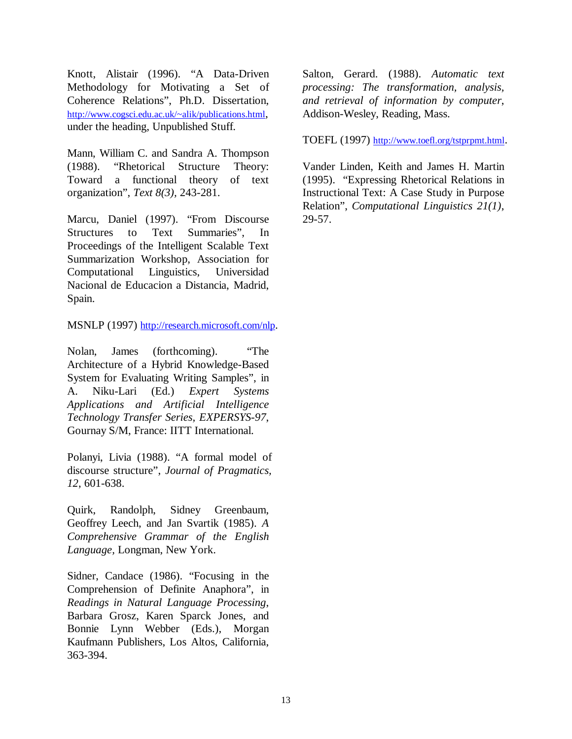Knott, Alistair (1996). "A Data-Driven Methodology for Motivating a Set of Coherence Relations", Ph.D. Dissertation, http://www.cogsci.edu.ac.uk/~alik/publications.html, under the heading, Unpublished Stuff.

Mann, William C. and Sandra A. Thompson (1988). "Rhetorical Structure Theory: Toward a functional theory of text organization", *Text 8(3)*, 243-281.

Marcu, Daniel (1997). "From Discourse Structures to Text Summaries", In Proceedings of the Intelligent Scalable Text Summarization Workshop, Association for Computational Linguistics, Universidad Nacional de Educacion a Distancia, Madrid, Spain.

MSNLP (1997) http://research.microsoft.com/nlp.

Nolan, James (forthcoming). "The Architecture of a Hybrid Knowledge-Based System for Evaluating Writing Samples", in A. Niku-Lari (Ed.) *Expert Systems Applications and Artificial Intelligence Technology Transfer Series, EXPERSYS-97*, Gournay S/M, France: IITT International.

Polanyi, Livia (1988). "A formal model of discourse structure", *Journal of Pragmatics*, *12*, 601-638.

Quirk, Randolph, Sidney Greenbaum, Geoffrey Leech, and Jan Svartik (1985). *A Comprehensive Grammar of the English Language*, Longman, New York.

Sidner, Candace (1986). "Focusing in the Comprehension of Definite Anaphora", in *Readings in Natural Language Processing*, Barbara Grosz, Karen Sparck Jones, and Bonnie Lynn Webber (Eds.), Morgan Kaufmann Publishers, Los Altos, California, 363-394.

Salton, Gerard. (1988). *Automatic text processing: The transformation, analysis, and retrieval of information by computer*, Addison-Wesley, Reading, Mass.

TOEFL (1997) http://www.toefl.org/tstprpmt.html.

Vander Linden, Keith and James H. Martin (1995). "Expressing Rhetorical Relations in Instructional Text: A Case Study in Purpose Relation", *Computational Linguistics 21(1)*, 29-57.